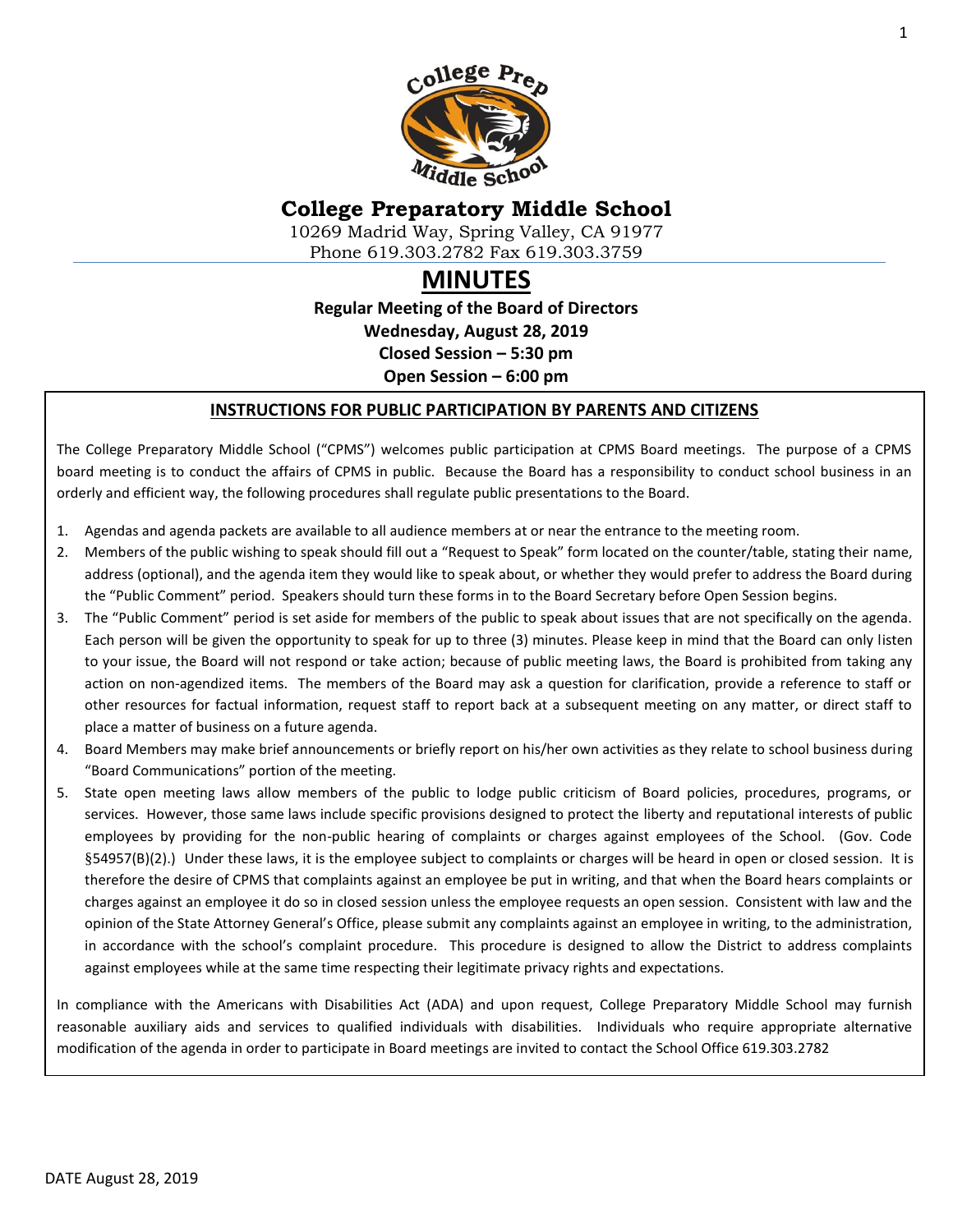# College Preparatory Middle School

10269 Madrid Way, Spring Valley, CA 91977
Phone 619.303.2782 Fax 619.303.3759

# MINUTES

**Regular Meeting of the Board of Directors**
**Wednesday, August 28, 2019**
**Closed Session – 5:30 pm**
**Open Session – 6:00 pm**

## INSTRUCTIONS FOR PUBLIC PARTICIPATION BY PARENTS AND CITIZENS

The College Preparatory Middle School ("CPMS") welcomes public participation at CPMS Board meetings. The purpose of a CPMS board meeting is to conduct the affairs of CPMS in public. Because the Board has a responsibility to conduct school business in an orderly and efficient way, the following procedures shall regulate public presentations to the Board.

1. Agendas and agenda packets are available to all audience members at or near the entrance to the meeting room.
2. Members of the public wishing to speak should fill out a "Request to Speak" form located on the counter/table, stating their name, address (optional), and the agenda item they would like to speak about, or whether they would prefer to address the Board during the "Public Comment" period. Speakers should turn these forms in to the Board Secretary before Open Session begins.
3. The "Public Comment" period is set aside for members of the public to speak about issues that are not specifically on the agenda. Each person will be given the opportunity to speak for up to three (3) minutes. Please keep in mind that the Board can only listen to your issue, the Board will not respond or take action; because of public meeting laws, the Board is prohibited from taking any action on non-agendized items. The members of the Board may ask a question for clarification, provide a reference to staff or other resources for factual information, request staff to report back at a subsequent meeting on any matter, or direct staff to place a matter of business on a future agenda.
4. Board Members may make brief announcements or briefly report on his/her own activities as they relate to school business during "Board Communications" portion of the meeting.
5. State open meeting laws allow members of the public to lodge public criticism of Board policies, procedures, programs, or services. However, those same laws include specific provisions designed to protect the liberty and reputational interests of public employees by providing for the non-public hearing of complaints or charges against employees of the School. (Gov. Code §54957(B)(2).) Under these laws, it is the employee subject to complaints or charges will be heard in open or closed session. It is therefore the desire of CPMS that complaints against an employee be put in writing, and that when the Board hears complaints or charges against an employee it do so in closed session unless the employee requests an open session. Consistent with law and the opinion of the State Attorney General's Office, please submit any complaints against an employee in writing, to the administration, in accordance with the school's complaint procedure. This procedure is designed to allow the District to address complaints against employees while at the same time respecting their legitimate privacy rights and expectations.

In compliance with the Americans with Disabilities Act (ADA) and upon request, College Preparatory Middle School may furnish reasonable auxiliary aids and services to qualified individuals with disabilities. Individuals who require appropriate alternative modification of the agenda in order to participate in Board meetings are invited to contact the School Office 619.303.2782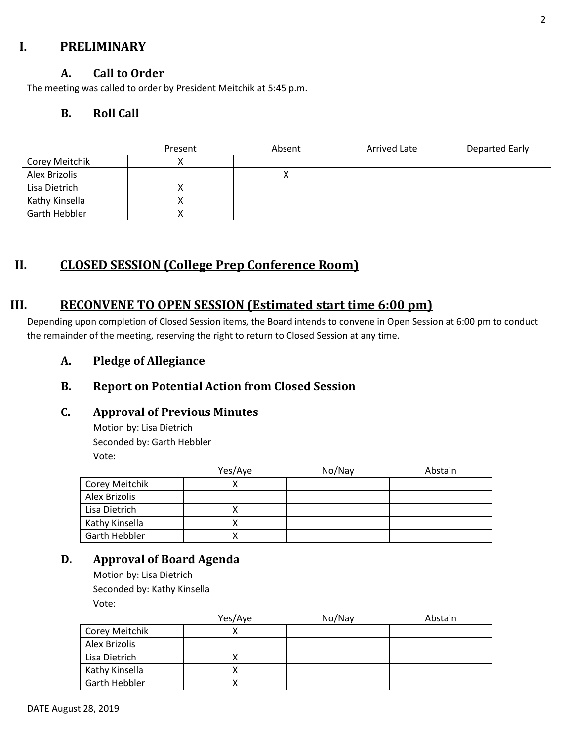# I. PRELIMINARY

## A. Call to Order

The meeting was called to order by President Meitchik at 5:45 p.m.

## B. Roll Call

| | Present | Absent | Arrived Late | Departed Early |
|---|---|---|---|---|
| Corey Meitchik | X | | | |
| Alex Brizolis | | X | | |
| Lisa Dietrich | X | | | |
| Kathy Kinsella | X | | | |
| Garth Hebbler | X | | | |

# II. CLOSED SESSION (College Prep Conference Room)

# III. RECONVENE TO OPEN SESSION (Estimated start time 6:00 pm)

Depending upon completion of Closed Session items, the Board intends to convene in Open Session at 6:00 pm to conduct the remainder of the meeting, reserving the right to return to Closed Session at any time.

## A. Pledge of Allegiance

## B. Report on Potential Action from Closed Session

## C. Approval of Previous Minutes

Motion by: Lisa Dietrich
Seconded by: Garth Hebbler
Vote:

| | Yes/Aye | No/Nay | Abstain |
|---|---|---|---|
| Corey Meitchik | X | | |
| Alex Brizolis | | | |
| Lisa Dietrich | X | | |
| Kathy Kinsella | X | | |
| Garth Hebbler | X | | |

## D. Approval of Board Agenda

Motion by: Lisa Dietrich
Seconded by: Kathy Kinsella
Vote:

| | Yes/Aye | No/Nay | Abstain |
|---|---|---|---|
| Corey Meitchik | X | | |
| Alex Brizolis | | | |
| Lisa Dietrich | X | | |
| Kathy Kinsella | X | | |
| Garth Hebbler | X | | |

DATE August 28, 2019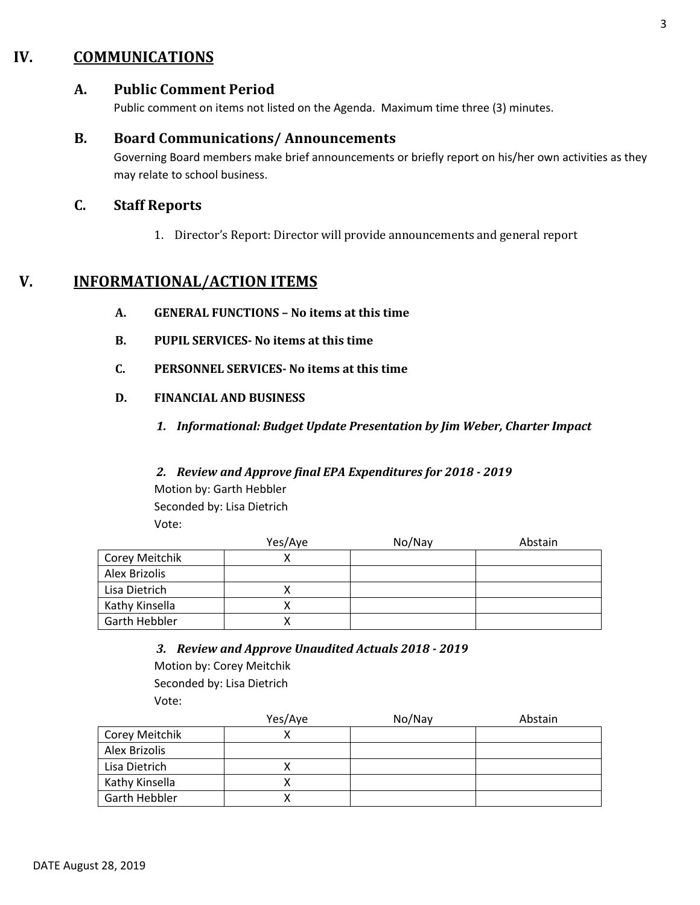## IV. COMMUNICATIONS

### A. Public Comment Period

Public comment on items not listed on the Agenda. Maximum time three (3) minutes.

### B. Board Communications/ Announcements

Governing Board members make brief announcements or briefly report on his/her own activities as they may relate to school business.

### C. Staff Reports

1. Director's Report: Director will provide announcements and general report

## V. INFORMATIONAL/ACTION ITEMS

**A. GENERAL FUNCTIONS – No items at this time**

**B. PUPIL SERVICES- No items at this time**

**C. PERSONNEL SERVICES- No items at this time**

**D. FINANCIAL AND BUSINESS**

***1. Informational: Budget Update Presentation by Jim Weber, Charter Impact***

***2. Review and Approve final EPA Expenditures for 2018 - 2019***

Motion by: Garth Hebbler
Seconded by: Lisa Dietrich
Vote:

| | Yes/Aye | No/Nay | Abstain |
|---|---|---|---|
| Corey Meitchik | X | | |
| Alex Brizolis | | | |
| Lisa Dietrich | X | | |
| Kathy Kinsella | X | | |
| Garth Hebbler | X | | |

***3. Review and Approve Unaudited Actuals 2018 - 2019***

Motion by: Corey Meitchik
Seconded by: Lisa Dietrich
Vote:

| | Yes/Aye | No/Nay | Abstain |
|---|---|---|---|
| Corey Meitchik | X | | |
| Alex Brizolis | | | |
| Lisa Dietrich | X | | |
| Kathy Kinsella | X | | |
| Garth Hebbler | X | | |

DATE August 28, 2019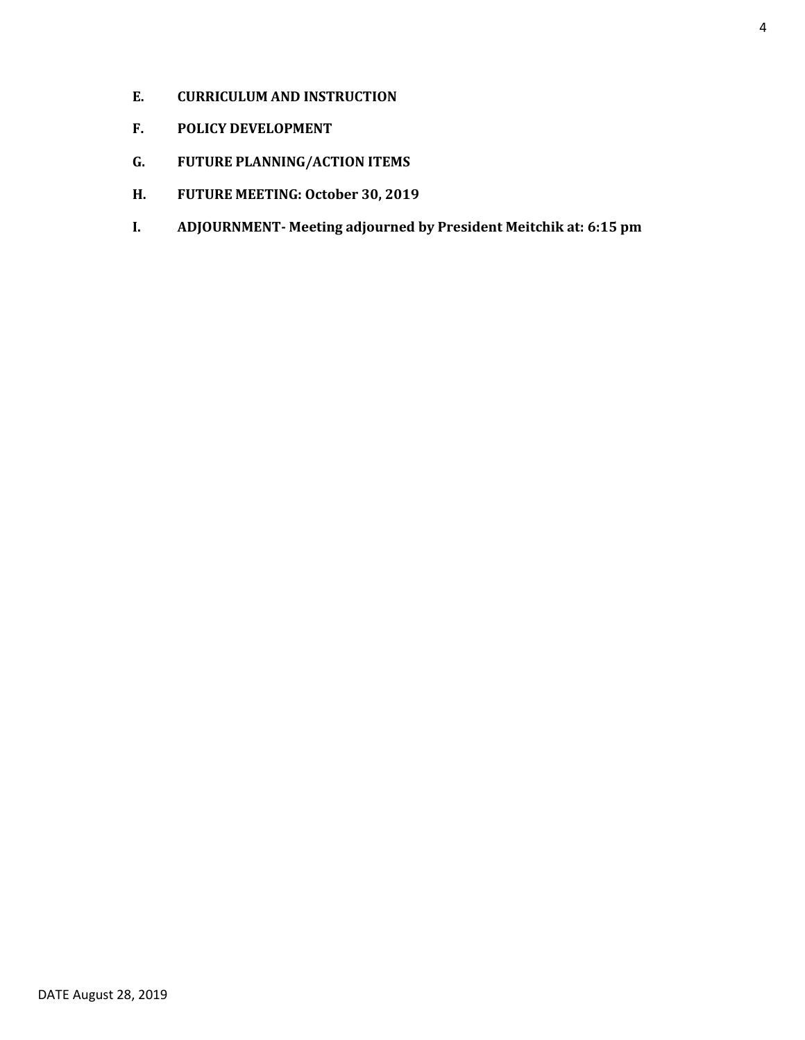**E. CURRICULUM AND INSTRUCTION**

**F. POLICY DEVELOPMENT**

**G. FUTURE PLANNING/ACTION ITEMS**

**H. FUTURE MEETING: October 30, 2019**

**I. ADJOURNMENT- Meeting adjourned by President Meitchik at: 6:15 pm**

DATE August 28, 2019